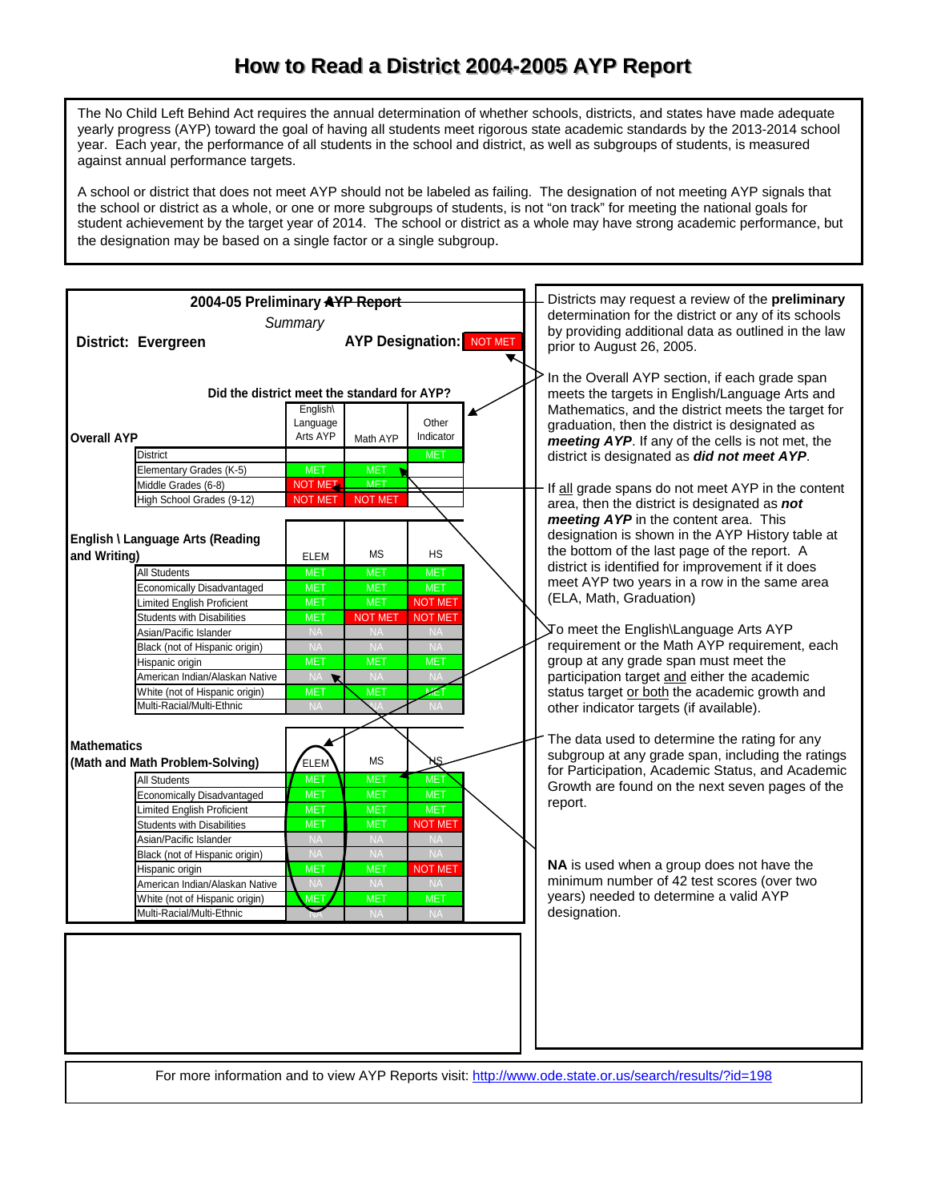# How to Read a District 2004-2005 AYP Report

The No Child Left Behind Act requires the annual determination of whether schools, districts, and states have made adequate yearly progress (AYP) toward the goal of having all students meet rigorous state academic standards by the 2013-2014 school year. Each year, the performance of all students in the school and district, as well as subgroups of students, is measured against annual performance targets.

A school or district that does not meet AYP should not be labeled as failing. The designation of not meeting AYP signals that the school or district as a whole, or one or more subgroups of students, is not "on track" for meeting the national goals for student achievement by the target year of 2014. The school or district as a whole may have strong academic performance, but the designation may be based on a single factor or a single subgroup.

## 2004-05 Preliminary AYP Report

*Summary*

**District: Evergreen** **AYP Designation:** NOT MET

**Did the district meet the standard for AYP?**

| Overall AYP | English\ Language Arts AYP | Math AYP | Other Indicator |
|---|---|---|---|
| District | | | MET |
| Elementary Grades (K-5) | MET | MET | |
| Middle Grades (6-8) | NOT MET | MET | |
| High School Grades (9-12) | NOT MET | NOT MET | |

**English \ Language Arts (Reading and Writing)**

| | ELEM | MS | HS |
|---|---|---|---|
| All Students | MET | MET | MET |
| Economically Disadvantaged | MET | MET | MET |
| Limited English Proficient | MET | MET | NOT MET |
| Students with Disabilities | MET | NOT MET | NOT MET |
| Asian/Pacific Islander | NA | NA | NA |
| Black (not of Hispanic origin) | NA | NA | NA |
| Hispanic origin | MET | MET | MET |
| American Indian/Alaskan Native | NA | NA | NA |
| White (not of Hispanic origin) | MET | MET | MET |
| Multi-Racial/Multi-Ethnic | NA | NA | NA |

**Mathematics (Math and Math Problem-Solving)**

| | ELEM | MS | HS |
|---|---|---|---|
| All Students | MET | MET | MET |
| Economically Disadvantaged | MET | MET | MET |
| Limited English Proficient | MET | MET | MET |
| Students with Disabilities | MET | MET | NOT MET |
| Asian/Pacific Islander | NA | NA | NA |
| Black (not of Hispanic origin) | NA | NA | NA |
| Hispanic origin | MET | MET | NOT MET |
| American Indian/Alaskan Native | NA | NA | NA |
| White (not of Hispanic origin) | MET | MET | MET |
| Multi-Racial/Multi-Ethnic | NA | NA | NA |

Districts may request a review of the **preliminary** determination for the district or any of its schools by providing additional data as outlined in the law prior to August 26, 2005.

In the Overall AYP section, if each grade span meets the targets in English/Language Arts and Mathematics, and the district meets the target for graduation, then the district is designated as ***meeting AYP***. If any of the cells is not met, the district is designated as ***did not meet AYP***.

If all grade spans do not meet AYP in the content area, then the district is designated as ***not meeting AYP*** in the content area. This designation is shown in the AYP History table at the bottom of the last page of the report. A district is identified for improvement if it does meet AYP two years in a row in the same area (ELA, Math, Graduation)

To meet the English\Language Arts AYP requirement or the Math AYP requirement, each group at any grade span must meet the participation target and either the academic status target or both the academic growth and other indicator targets (if available).

The data used to determine the rating for any subgroup at any grade span, including the ratings for Participation, Academic Status, and Academic Growth are found on the next seven pages of the report.

**NA** is used when a group does not have the minimum number of 42 test scores (over two years) needed to determine a valid AYP designation.

For more information and to view AYP Reports visit: http://www.ode.state.or.us/search/results/?id=198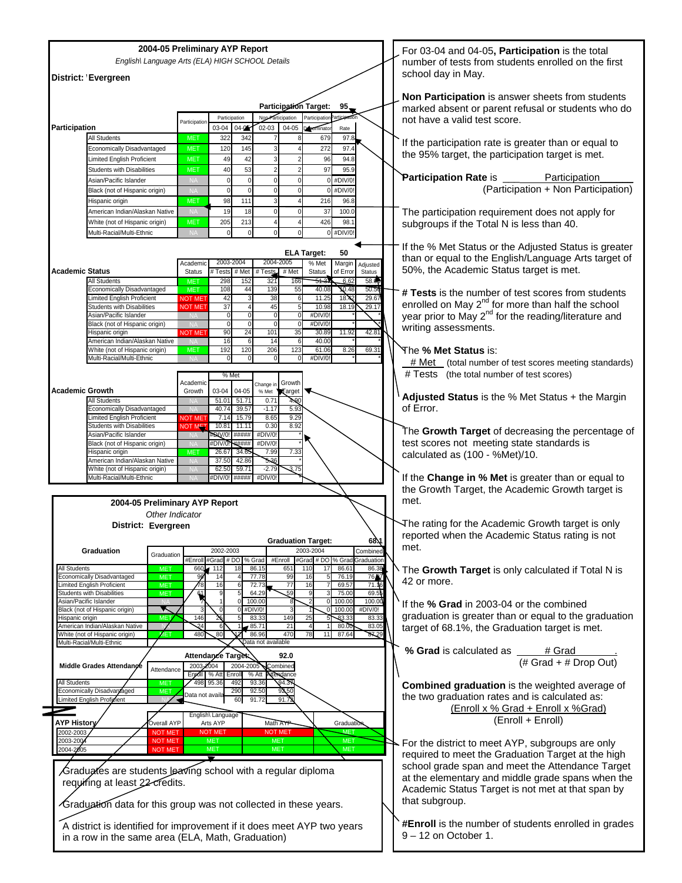## 2004-05 Preliminary AYP Report

*English\ Language Arts (ELA) HIGH SCHOOL Details*

**District: Evergreen**

**Participation Target: 95**

| Participation | Participation | Participation 03-04 | Participation 04-05 | Non Participation 02-03 | Non Participation 04-05 | Participation Denominator | Participation Rate |
|---|---|---|---|---|---|---|---|
| All Students | MET | 322 | 342 | 7 | 8 | 679 | 97.8 |
| Economically Disadvantaged | MET | 120 | 145 | 3 | 4 | 272 | 97.4 |
| Limited English Proficient | MET | 49 | 42 | 3 | 2 | 96 | 94.8 |
| Students with Disabilities | MET | 40 | 53 | 2 | 2 | 97 | 95.9 |
| Asian/Pacific Islander | NA | 0 | 0 | 0 | 0 | 0 | #DIV/0! |
| Black (not of Hispanic origin) | NA | 0 | 0 | 0 | 0 | 0 | #DIV/0! |
| Hispanic origin | MET | 98 | 111 | 3 | 4 | 216 | 96.8 |
| American Indian/Alaskan Native | NA | 19 | 18 | 0 | 0 | 37 | 100.0 |
| White (not of Hispanic origin) | MET | 205 | 213 | 4 | 4 | 426 | 98.1 |
| Multi-Racial/Multi-Ethnic | NA | 0 | 0 | 0 | 0 | 0 | #DIV/0! |

**ELA Target: 50**

| Academic Status | Academic Status | 2003-2004 # Tests | 2003-2004 # Met | 2004-2005 # Tests | 2004-2005 # Met | % Met Status | Margin of Error | Adjusted Status |
|---|---|---|---|---|---|---|---|---|
| All Students | MET | 298 | 152 | 321 | 166 | 51.71 | 6.62 | 58.6 |
| Economically Disadvantaged | MET | 108 | 44 | 139 | 55 | 40.08 | 10.48 | 50.56 |
| Limited English Proficient | NOT MET | 42 | 3 | 38 | 6 | 11.25 | 18.42 | 29.67 |
| Students with Disabilities | NOT MET | 37 | 4 | 45 | 5 | 10.98 | 18.19 | 29.17 |
| Asian/Pacific Islander | NA | 0 | 0 | 0 | 0 | #DIV/0! | * | * |
| Black (not of Hispanic origin) | NA | 0 | 0 | 0 | 0 | #DIV/0! | * | * |
| Hispanic origin | NOT MET | 90 | 24 | 101 | 35 | 30.89 | 11.92 | 42.81 |
| American Indian/Alaskan Native | NA | 16 | 6 | 14 | 6 | 40.00 | * | * |
| White (not of Hispanic origin) | MET | 192 | 120 | 206 | 123 | 61.06 | 8.26 | 69.31 |
| Multi-Racial/Multi-Ethnic | NA | 0 | 0 | 0 | 0 | #DIV/0! | * | * |

| Academic Growth | Academic Growth | % Met 03-04 | % Met 04-05 | Change in % Met | Growth Target |
|---|---|---|---|---|---|
| All Students | NA | 51.01 | 51.71 | 0.71 | 4.90 |
| Economically Disadvantaged | NA | 40.74 | 39.57 | -1.17 | 5.93 |
| Limited English Proficient | NOT MET | 7.14 | 15.79 | 8.65 | 9.29 |
| Students with Disabilities | NOT MET | 10.81 | 11.11 | 0.30 | 8.92 |
| Asian/Pacific Islander | NA | #DIV/0! | ##### | #DIV/0! | * |
| Black (not of Hispanic origin) | NA | #DIV/0! | ##### | #DIV/0! | * |
| Hispanic origin | MET | 26.67 | 34.65 | 7.99 | 7.33 |
| American Indian/Alaskan Native | NA | 37.50 | 42.86 | 5.36 | * |
| White (not of Hispanic origin) | NA | 62.50 | 59.71 | -2.79 | 3.75 |
| Multi-Racial/Multi-Ethnic | NA | #DIV/0! | ##### | #DIV/0! | * |

## 2004-05 Preliminary AYP Report

*Other Indicator*

**District: Evergreen**

**Graduation Target: 68.1**

| Graduation | Graduation | 2002-2003 #Enroll | 2002-2003 #Grad | 2002-2003 # DO | 2002-2003 % Grad | 2003-2004 #Enroll | 2003-2004 #Grad | 2003-2004 # DO | 2003-2004 % Grad | Combined Graduation |
|---|---|---|---|---|---|---|---|---|---|---|
| All Students | MET | 660 | 112 | 18 | 86.15 | 651 | 110 | 17 | 86.61 | 86.38 |
| Economically Disadvantaged | MET | 99 | 14 | 4 | 77.78 | 99 | 16 | 5 | 76.19 | 76.98 |
| Limited English Proficient | MET | 78 | 16 | 6 | 72.73 | 77 | 16 | 7 | 69.57 | 71.16 |
| Students with Disabilities | MET | 61 | 9 | 5 | 64.29 | 59 | 9 | 3 | 75.00 | 69.55 |
| Asian/Pacific Islander | NA | 7 | 1 | 0 | 100.00 | 8 | 2 | 0 | 100.00 | 100.00 |
| Black (not of Hispanic origin) | NA | 3 | 0 | 0 | #DIV/0! | 3 | 1 | 0 | 100.00 | #DIV/0! |
| Hispanic origin | MET | 146 | 25 | 5 | 83.33 | 149 | 25 | 5 | 83.33 | 83.33 |
| American Indian/Alaskan Native | NA | 24 | 6 | 1 | 85.71 | 21 | 4 | 1 | 80.00 | 83.05 |
| White (not of Hispanic origin) | MET | 480 | 80 | 12 | 86.96 | 470 | 78 | 11 | 87.64 | 87.29 |
| Multi-Racial/Multi-Ethnic | | Data not available | | | | | | | | |

**Attendance Target: 92.0**

| Middle Grades Attendance | Attendance | 2003-2004 Enroll | 2003-2004 % Att | 2004-2005 Enroll | 2004-2005 % Att | Combined Attendance |
|---|---|---|---|---|---|---|
| All Students | MET | 498 | 95.36 | 492 | 93.36 | 94.37 |
| Economically Disadvantaged | MET | Data not available | | 290 | 92.50 | 92.50 |
| Limited English Proficient | NA | | | 60 | 91.72 | 91.72 |

| AYP History | Overall AYP | English\ Language Arts AYP | Math AYP | Graduation |
|---|---|---|---|---|
| 2002-2003 | NOT MET | NOT MET | NOT MET | MET |
| 2003-2004 | NOT MET | MET | MET | MET |
| 2004-2005 | NOT MET | MET | MET | MET |

Graduates are students leaving school with a regular diploma requiring at least 22 credits.

Graduation data for this group was not collected in these years.

A district is identified for improvement if it does meet AYP two years in a row in the same area (ELA, Math, Graduation)

For 03-04 and 04-05, **Participation** is the total number of tests from students enrolled on the first school day in May.

**Non Participation** is answer sheets from students marked absent or parent refusal or students who do not have a valid test score.

If the participation rate is greater than or equal to the 95% target, the participation target is met.

**Participation Rate** is $\frac{\text{Participation}}{\text{(Participation + Non Participation)}}$

The participation requirement does not apply for subgroups if the Total N is less than 40.

If the % Met Status or the Adjusted Status is greater than or equal to the English/Language Arts target of 50%, the Academic Status target is met.

**# Tests** is the number of test scores from students enrolled on May 2nd for more than half the school year prior to May 2nd for the reading/literature and writing assessments.

The **% Met Status** is:

$\frac{\text{\# Met (total number of test scores meeting standards)}}{\text{\# Tests (the total number of test scores)}}$

**Adjusted Status** is the % Met Status + the Margin of Error.

The **Growth Target** of decreasing the percentage of test scores not meeting state standards is calculated as (100 - %Met)/10.

If the **Change in % Met** is greater than or equal to the Growth Target, the Academic Growth target is met.

The rating for the Academic Growth target is only reported when the Academic Status rating is not met.

The **Growth Target** is only calculated if Total N is 42 or more.

If the **% Grad** in 2003-04 or the combined graduation is greater than or equal to the graduation target of 68.1%, the Graduation target is met.

**% Grad** is calculated as $\frac{\text{\# Grad}}{\text{(\# Grad + \# Drop Out)}}$

**Combined graduation** is the weighted average of the two graduation rates and is calculated as:

$\frac{\text{(Enroll x \% Grad + Enroll x \%Grad)}}{\text{(Enroll + Enroll)}}$

For the district to meet AYP, subgroups are only required to meet the Graduation Target at the high school grade span and meet the Attendance Target at the elementary and middle grade spans when the Academic Status Target is not met at that span by that subgroup.

**#Enroll** is the number of students enrolled in grades 9 – 12 on October 1.